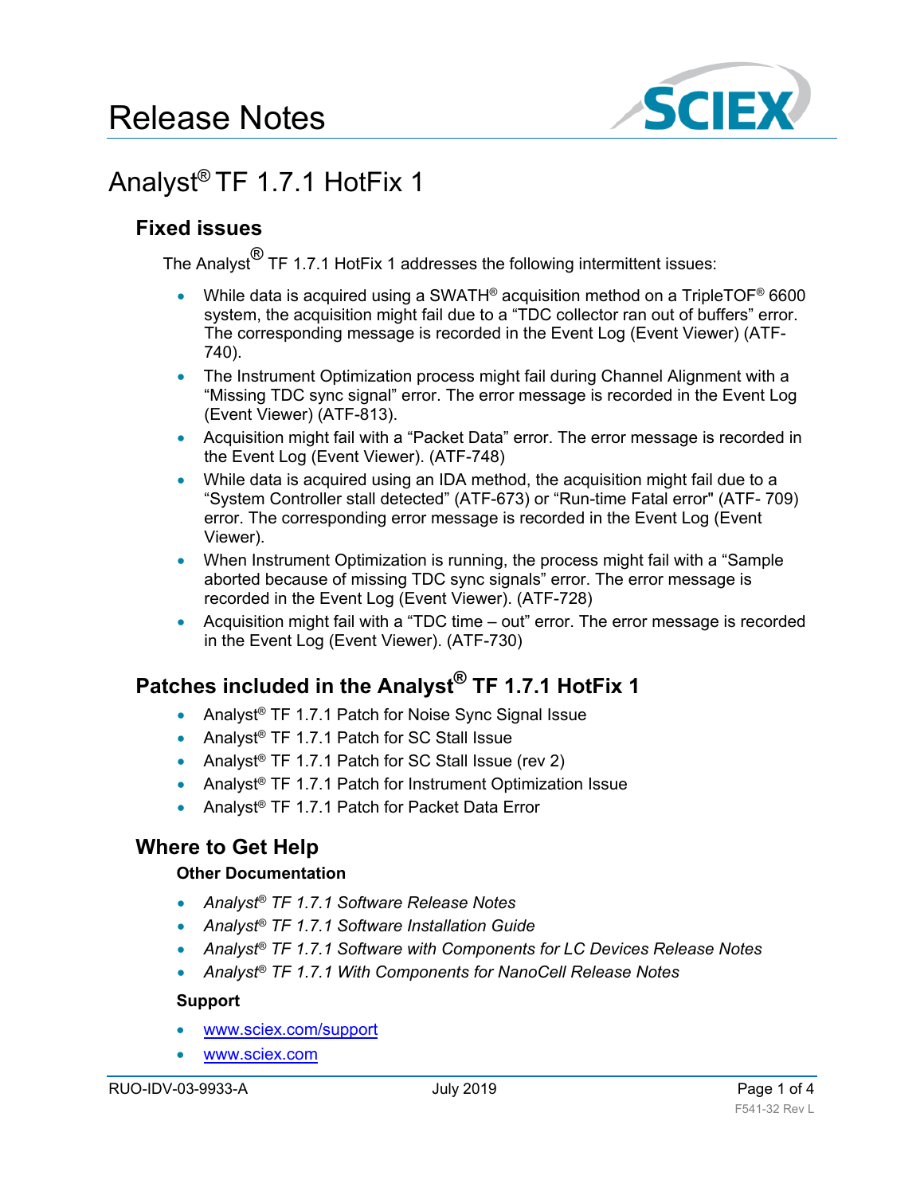# Release Notes

# Analyst® TF 1.7.1 HotFix 1

## Fixed issues

The Analyst® TF 1.7.1 HotFix 1 addresses the following intermittent issues:

- While data is acquired using a SWATH® acquisition method on a TripleTOF® 6600 system, the acquisition might fail due to a “TDC collector ran out of buffers” error. The corresponding message is recorded in the Event Log (Event Viewer) (ATF-740).
- The Instrument Optimization process might fail during Channel Alignment with a “Missing TDC sync signal” error. The error message is recorded in the Event Log (Event Viewer) (ATF-813).
- Acquisition might fail with a “Packet Data” error. The error message is recorded in the Event Log (Event Viewer). (ATF-748)
- While data is acquired using an IDA method, the acquisition might fail due to a “System Controller stall detected” (ATF-673) or “Run-time Fatal error" (ATF- 709) error. The corresponding error message is recorded in the Event Log (Event Viewer).
- When Instrument Optimization is running, the process might fail with a “Sample aborted because of missing TDC sync signals” error. The error message is recorded in the Event Log (Event Viewer). (ATF-728)
- Acquisition might fail with a “TDC time – out” error. The error message is recorded in the Event Log (Event Viewer). (ATF-730)

## Patches included in the Analyst® TF 1.7.1 HotFix 1

- Analyst® TF 1.7.1 Patch for Noise Sync Signal Issue
- Analyst® TF 1.7.1 Patch for SC Stall Issue
- Analyst® TF 1.7.1 Patch for SC Stall Issue (rev 2)
- Analyst® TF 1.7.1 Patch for Instrument Optimization Issue
- Analyst® TF 1.7.1 Patch for Packet Data Error

## Where to Get Help

### Other Documentation

- *Analyst® TF 1.7.1 Software Release Notes*
- *Analyst® TF 1.7.1 Software Installation Guide*
- *Analyst® TF 1.7.1 Software with Components for LC Devices Release Notes*
- *Analyst® TF 1.7.1 With Components for NanoCell Release Notes*

### Support

- www.sciex.com/support
- www.sciex.com

RUO-IDV-03-9933-A July 2019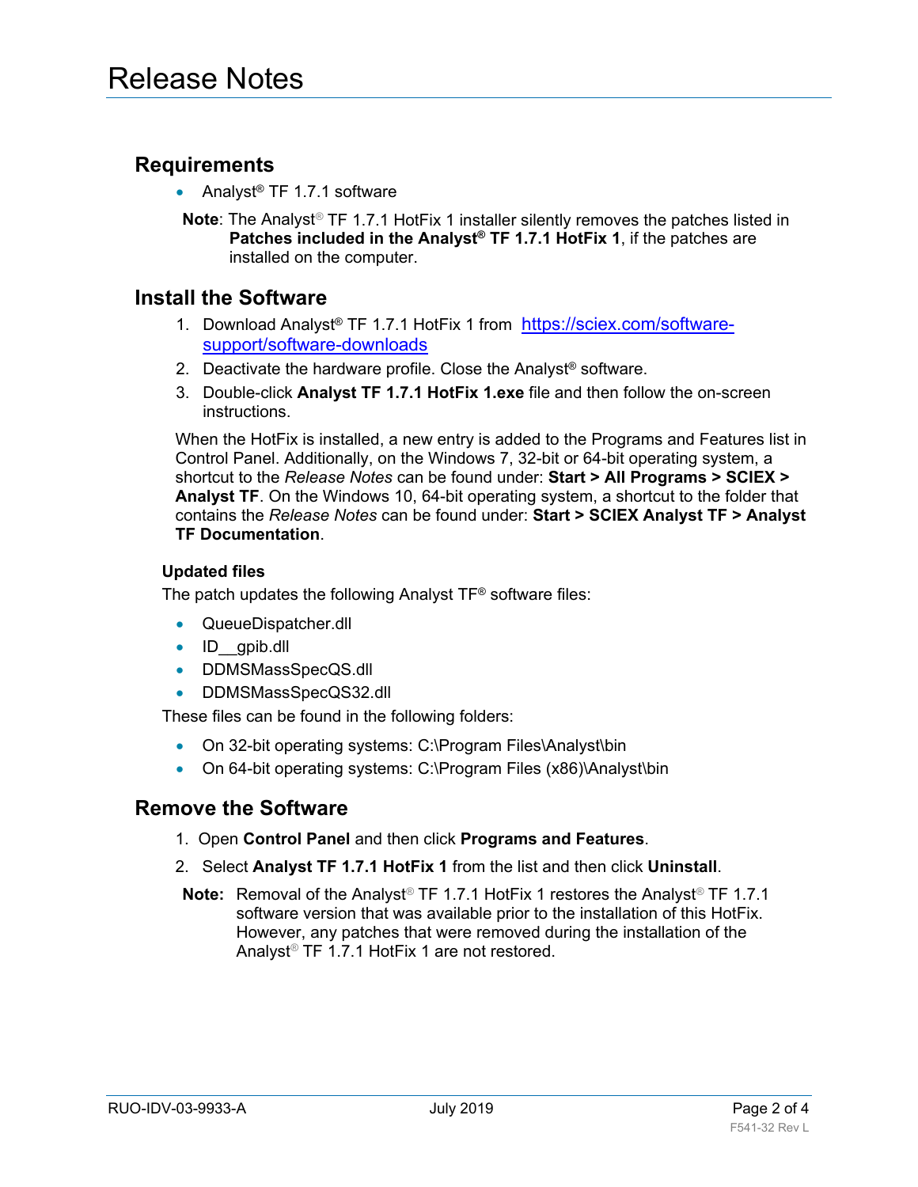# Release Notes

## Requirements

- Analyst® TF 1.7.1 software

**Note**: The Analyst® TF 1.7.1 HotFix 1 installer silently removes the patches listed in **Patches included in the Analyst® TF 1.7.1 HotFix 1**, if the patches are installed on the computer.

## Install the Software

1. Download Analyst® TF 1.7.1 HotFix 1 from [https://sciex.com/software-support/software-downloads](https://sciex.com/software-support/software-downloads)
2. Deactivate the hardware profile. Close the Analyst® software.
3. Double-click **Analyst TF 1.7.1 HotFix 1.exe** file and then follow the on-screen instructions.

When the HotFix is installed, a new entry is added to the Programs and Features list in Control Panel. Additionally, on the Windows 7, 32-bit or 64-bit operating system, a shortcut to the *Release Notes* can be found under: **Start > All Programs > SCIEX > Analyst TF**. On the Windows 10, 64-bit operating system, a shortcut to the folder that contains the *Release Notes* can be found under: **Start > SCIEX Analyst TF > Analyst TF Documentation**.

### Updated files

The patch updates the following Analyst TF® software files:

- QueueDispatcher.dll
- ID__gpib.dll
- DDMSMassSpecQS.dll
- DDMSMassSpecQS32.dll

These files can be found in the following folders:

- On 32-bit operating systems: C:\Program Files\Analyst\bin
- On 64-bit operating systems: C:\Program Files (x86)\Analyst\bin

## Remove the Software

1. Open **Control Panel** and then click **Programs and Features**.
2. Select **Analyst TF 1.7.1 HotFix 1** from the list and then click **Uninstall**.

**Note:** Removal of the Analyst® TF 1.7.1 HotFix 1 restores the Analyst® TF 1.7.1 software version that was available prior to the installation of this HotFix. However, any patches that were removed during the installation of the Analyst® TF 1.7.1 HotFix 1 are not restored.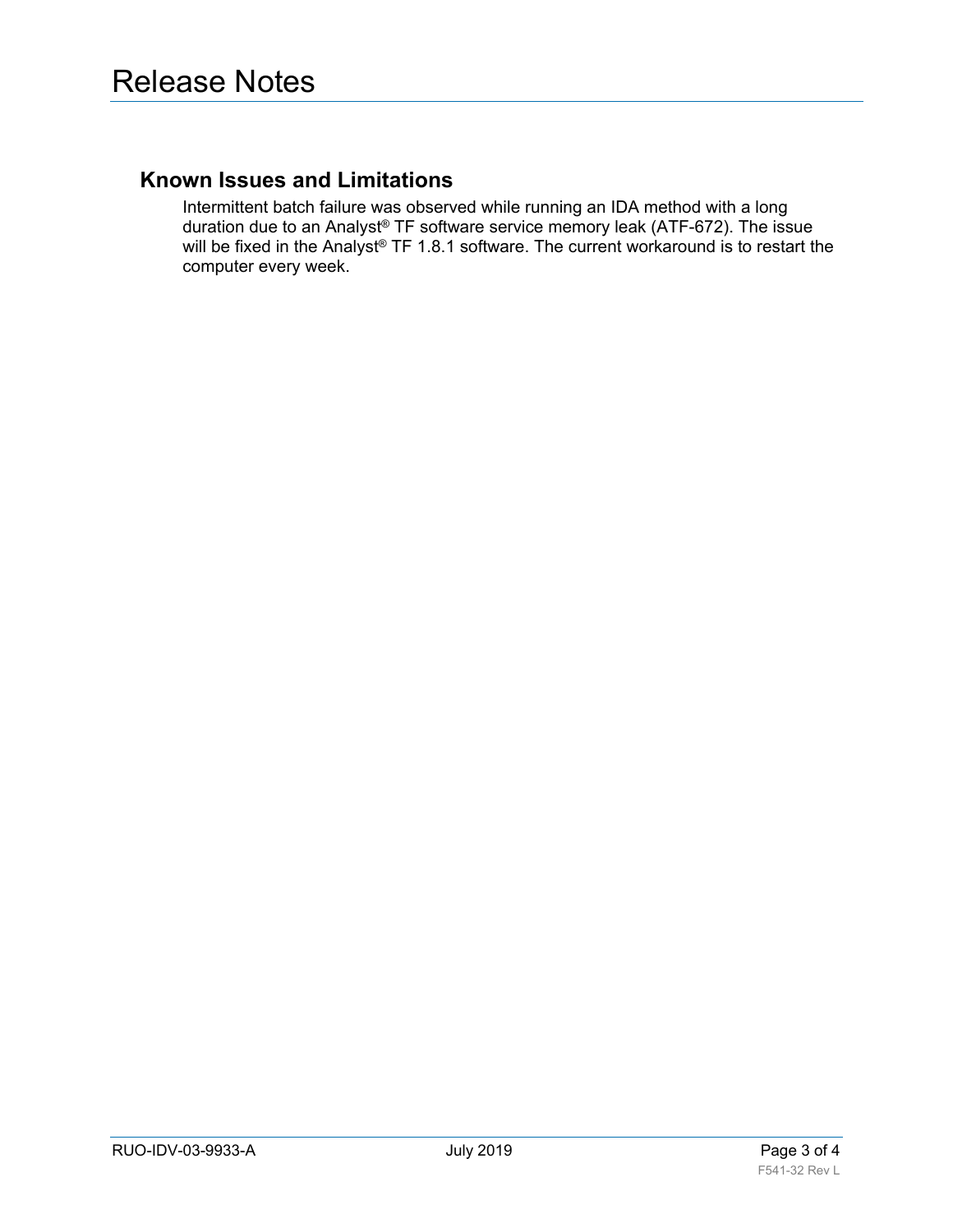## Known Issues and Limitations

Intermittent batch failure was observed while running an IDA method with a long duration due to an Analyst® TF software service memory leak (ATF-672). The issue will be fixed in the Analyst® TF 1.8.1 software. The current workaround is to restart the computer every week.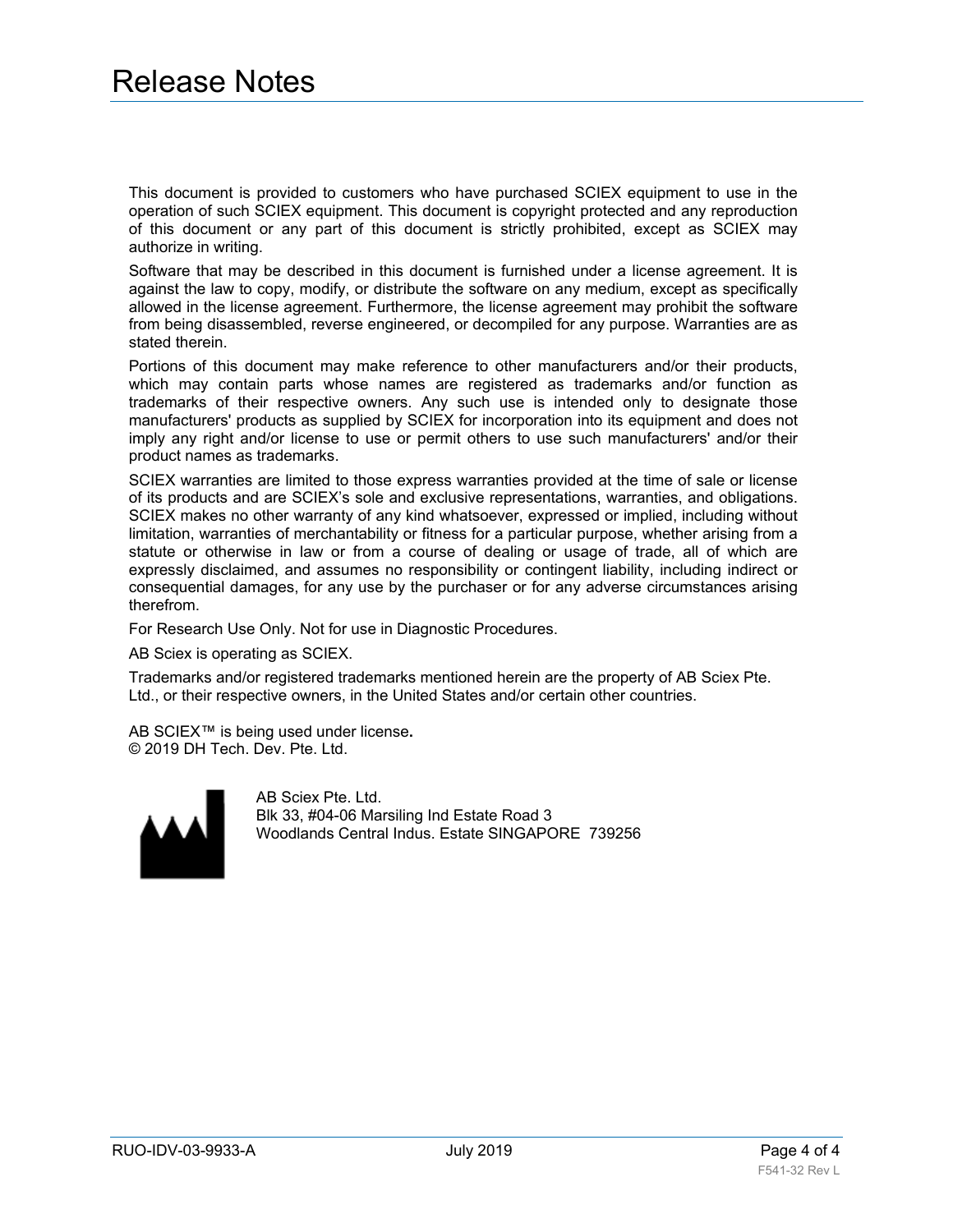# Release Notes

This document is provided to customers who have purchased SCIEX equipment to use in the operation of such SCIEX equipment. This document is copyright protected and any reproduction of this document or any part of this document is strictly prohibited, except as SCIEX may authorize in writing.

Software that may be described in this document is furnished under a license agreement. It is against the law to copy, modify, or distribute the software on any medium, except as specifically allowed in the license agreement. Furthermore, the license agreement may prohibit the software from being disassembled, reverse engineered, or decompiled for any purpose. Warranties are as stated therein.

Portions of this document may make reference to other manufacturers and/or their products, which may contain parts whose names are registered as trademarks and/or function as trademarks of their respective owners. Any such use is intended only to designate those manufacturers' products as supplied by SCIEX for incorporation into its equipment and does not imply any right and/or license to use or permit others to use such manufacturers' and/or their product names as trademarks.

SCIEX warranties are limited to those express warranties provided at the time of sale or license of its products and are SCIEX's sole and exclusive representations, warranties, and obligations. SCIEX makes no other warranty of any kind whatsoever, expressed or implied, including without limitation, warranties of merchantability or fitness for a particular purpose, whether arising from a statute or otherwise in law or from a course of dealing or usage of trade, all of which are expressly disclaimed, and assumes no responsibility or contingent liability, including indirect or consequential damages, for any use by the purchaser or for any adverse circumstances arising therefrom.

For Research Use Only. Not for use in Diagnostic Procedures.

AB Sciex is operating as SCIEX.

Trademarks and/or registered trademarks mentioned herein are the property of AB Sciex Pte. Ltd., or their respective owners, in the United States and/or certain other countries.

AB SCIEX™ is being used under license.
© 2019 DH Tech. Dev. Pte. Ltd.

AB Sciex Pte. Ltd.
Blk 33, #04-06 Marsiling Ind Estate Road 3
Woodlands Central Indus. Estate SINGAPORE 739256